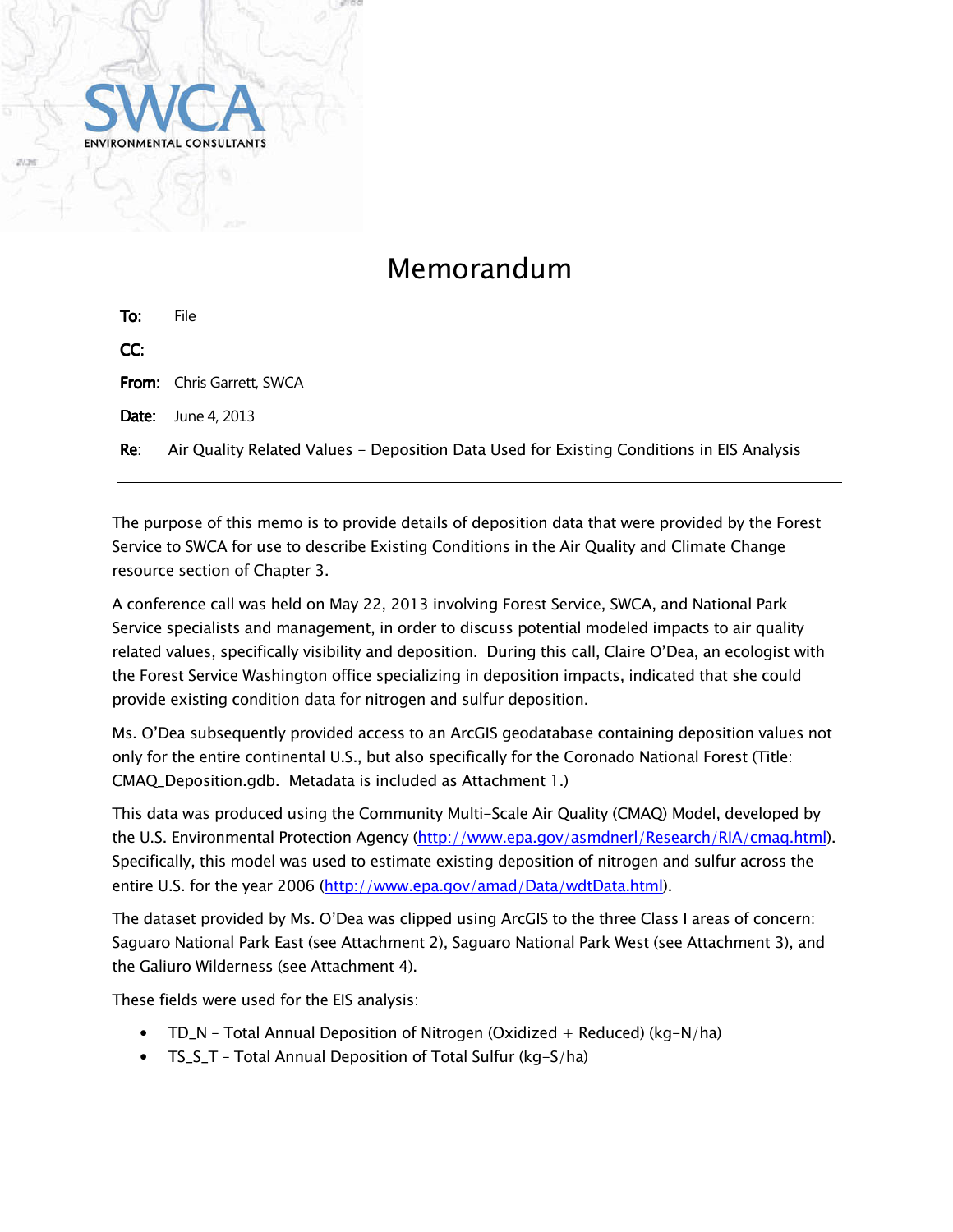SWCA ENVIRONMENTAL CONSULTANTS

# Memorandum

**To:** File

**CC:**

**From:** Chris Garrett, SWCA

**Date:** June 4, 2013

**Re:** Air Quality Related Values – Deposition Data Used for Existing Conditions in EIS Analysis

---

The purpose of this memo is to provide details of deposition data that were provided by the Forest Service to SWCA for use to describe Existing Conditions in the Air Quality and Climate Change resource section of Chapter 3.

A conference call was held on May 22, 2013 involving Forest Service, SWCA, and National Park Service specialists and management, in order to discuss potential modeled impacts to air quality related values, specifically visibility and deposition. During this call, Claire O'Dea, an ecologist with the Forest Service Washington office specializing in deposition impacts, indicated that she could provide existing condition data for nitrogen and sulfur deposition.

Ms. O'Dea subsequently provided access to an ArcGIS geodatabase containing deposition values not only for the entire continental U.S., but also specifically for the Coronado National Forest (Title: CMAQ_Deposition.gdb. Metadata is included as Attachment 1.)

This data was produced using the Community Multi-Scale Air Quality (CMAQ) Model, developed by the U.S. Environmental Protection Agency (http://www.epa.gov/asmdnerl/Research/RIA/cmaq.html). Specifically, this model was used to estimate existing deposition of nitrogen and sulfur across the entire U.S. for the year 2006 (http://www.epa.gov/amad/Data/wdtData.html).

The dataset provided by Ms. O'Dea was clipped using ArcGIS to the three Class I areas of concern: Saguaro National Park East (see Attachment 2), Saguaro National Park West (see Attachment 3), and the Galiuro Wilderness (see Attachment 4).

These fields were used for the EIS analysis:

- TD_N – Total Annual Deposition of Nitrogen (Oxidized + Reduced) (kg-N/ha)
- TS_S_T – Total Annual Deposition of Total Sulfur (kg-S/ha)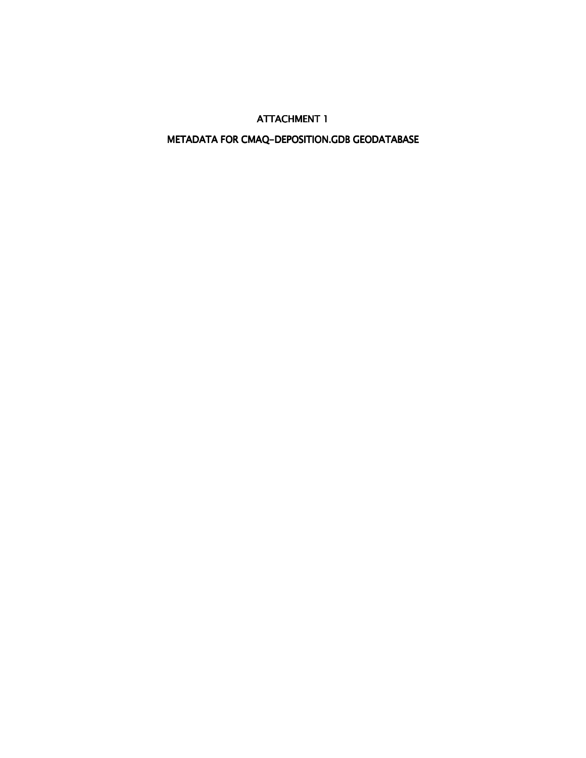# ATTACHMENT 1

# METADATA FOR CMAQ-DEPOSITION.GDB GEODATABASE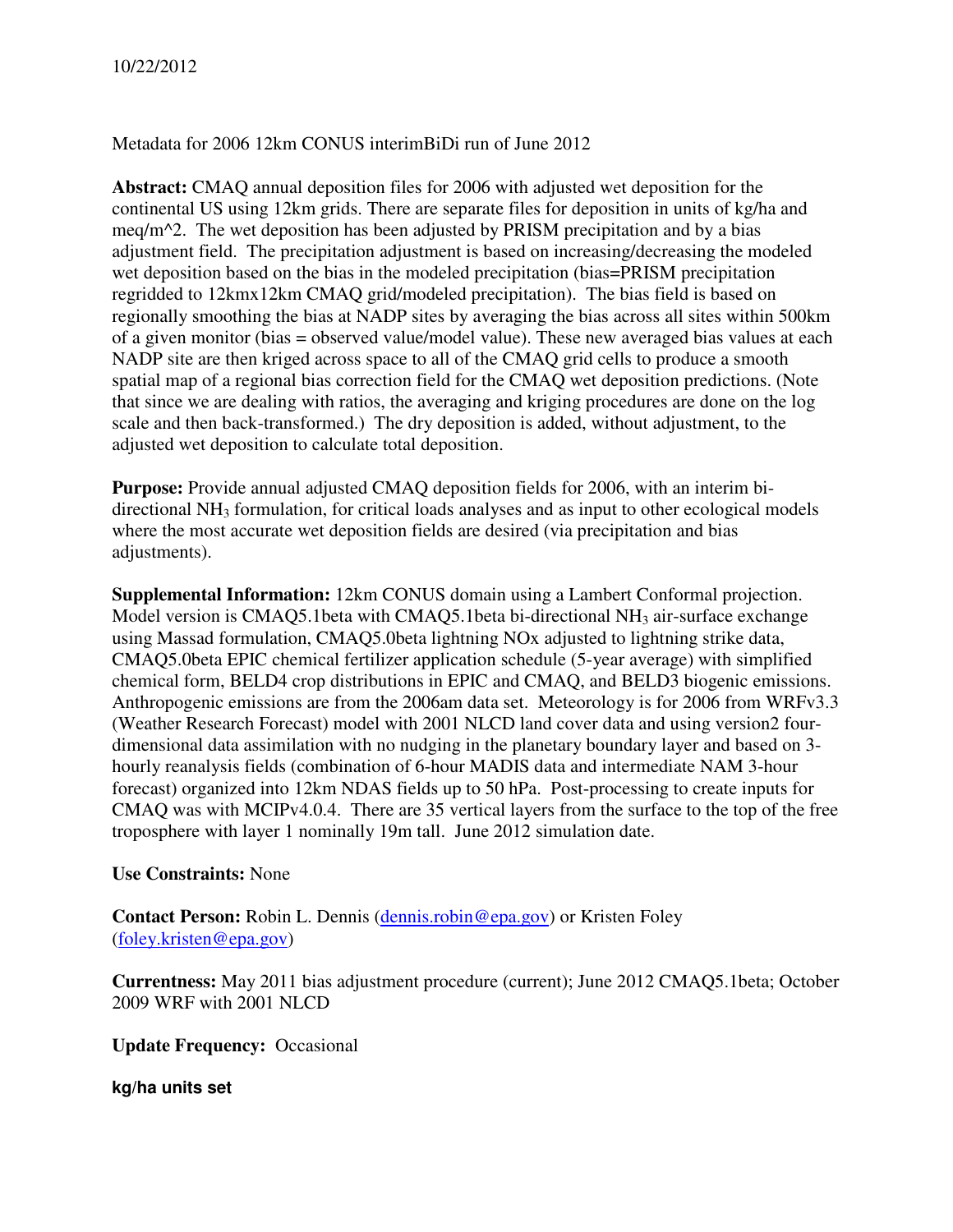10/22/2012

Metadata for 2006 12km CONUS interimBiDi run of June 2012

**Abstract:** CMAQ annual deposition files for 2006 with adjusted wet deposition for the continental US using 12km grids. There are separate files for deposition in units of kg/ha and meq/m^2. The wet deposition has been adjusted by PRISM precipitation and by a bias adjustment field. The precipitation adjustment is based on increasing/decreasing the modeled wet deposition based on the bias in the modeled precipitation (bias=PRISM precipitation regridded to 12kmx12km CMAQ grid/modeled precipitation). The bias field is based on regionally smoothing the bias at NADP sites by averaging the bias across all sites within 500km of a given monitor (bias = observed value/model value). These new averaged bias values at each NADP site are then kriged across space to all of the CMAQ grid cells to produce a smooth spatial map of a regional bias correction field for the CMAQ wet deposition predictions. (Note that since we are dealing with ratios, the averaging and kriging procedures are done on the log scale and then back-transformed.) The dry deposition is added, without adjustment, to the adjusted wet deposition to calculate total deposition.

**Purpose:** Provide annual adjusted CMAQ deposition fields for 2006, with an interim bi-directional $NH_3$ formulation, for critical loads analyses and as input to other ecological models where the most accurate wet deposition fields are desired (via precipitation and bias adjustments).

**Supplemental Information:** 12km CONUS domain using a Lambert Conformal projection. Model version is CMAQ5.1beta with CMAQ5.1beta bi-directional $NH_3$ air-surface exchange using Massad formulation, CMAQ5.0beta lightning NOx adjusted to lightning strike data, CMAQ5.0beta EPIC chemical fertilizer application schedule (5-year average) with simplified chemical form, BELD4 crop distributions in EPIC and CMAQ, and BELD3 biogenic emissions. Anthropogenic emissions are from the 2006am data set. Meteorology is for 2006 from WRFv3.3 (Weather Research Forecast) model with 2001 NLCD land cover data and using version2 four-dimensional data assimilation with no nudging in the planetary boundary layer and based on 3-hourly reanalysis fields (combination of 6-hour MADIS data and intermediate NAM 3-hour forecast) organized into 12km NDAS fields up to 50 hPa. Post-processing to create inputs for CMAQ was with MCIPv4.0.4. There are 35 vertical layers from the surface to the top of the free troposphere with layer 1 nominally 19m tall. June 2012 simulation date.

**Use Constraints:** None

**Contact Person:** Robin L. Dennis (dennis.robin@epa.gov) or Kristen Foley (foley.kristen@epa.gov)

**Currentness:** May 2011 bias adjustment procedure (current); June 2012 CMAQ5.1beta; October 2009 WRF with 2001 NLCD

**Update Frequency:** Occasional

**kg/ha units set**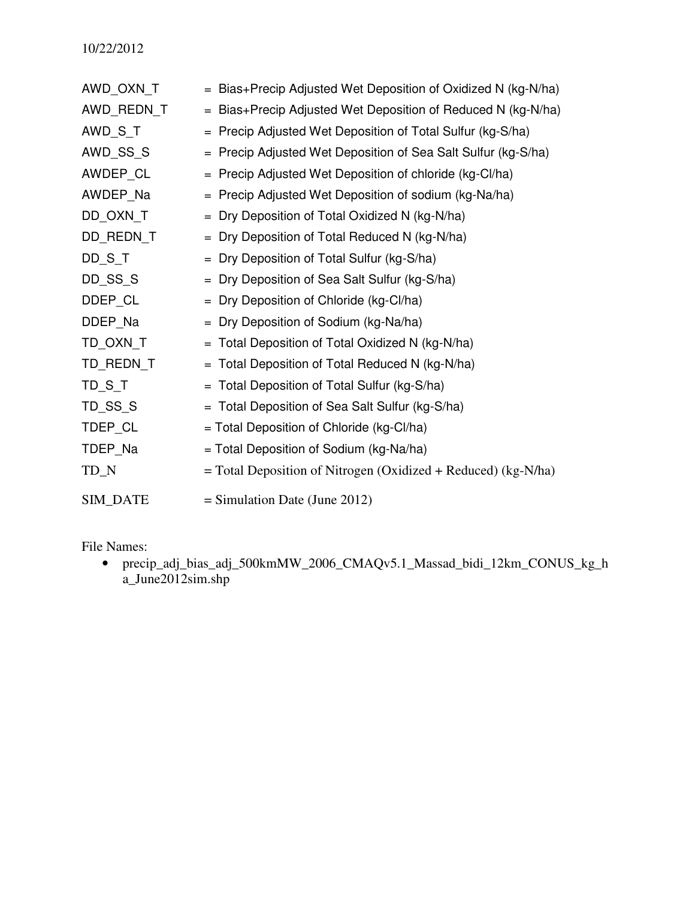| | |
|---|---|
| AWD_OXN_T | = Bias+Precip Adjusted Wet Deposition of Oxidized N (kg-N/ha) |
| AWD_REDN_T | = Bias+Precip Adjusted Wet Deposition of Reduced N (kg-N/ha) |
| AWD_S_T | = Precip Adjusted Wet Deposition of Total Sulfur (kg-S/ha) |
| AWD_SS_S | = Precip Adjusted Wet Deposition of Sea Salt Sulfur (kg-S/ha) |
| AWDEP_CL | = Precip Adjusted Wet Deposition of chloride (kg-Cl/ha) |
| AWDEP_Na | = Precip Adjusted Wet Deposition of sodium (kg-Na/ha) |
| DD_OXN_T | = Dry Deposition of Total Oxidized N (kg-N/ha) |
| DD_REDN_T | = Dry Deposition of Total Reduced N (kg-N/ha) |
| DD_S_T | = Dry Deposition of Total Sulfur (kg-S/ha) |
| DD_SS_S | = Dry Deposition of Sea Salt Sulfur (kg-S/ha) |
| DDEP_CL | = Dry Deposition of Chloride (kg-Cl/ha) |
| DDEP_Na | = Dry Deposition of Sodium (kg-Na/ha) |
| TD_OXN_T | = Total Deposition of Total Oxidized N (kg-N/ha) |
| TD_REDN_T | = Total Deposition of Total Reduced N (kg-N/ha) |
| TD_S_T | = Total Deposition of Total Sulfur (kg-S/ha) |
| TD_SS_S | = Total Deposition of Sea Salt Sulfur (kg-S/ha) |
| TDEP_CL | = Total Deposition of Chloride (kg-Cl/ha) |
| TDEP_Na | = Total Deposition of Sodium (kg-Na/ha) |
| TD_N | = Total Deposition of Nitrogen (Oxidized + Reduced) (kg-N/ha) |
| SIM_DATE | = Simulation Date (June 2012) |

File Names:

- precip_adj_bias_adj_500kmMW_2006_CMAQv5.1_Massad_bidi_12km_CONUS_kg_ha_June2012sim.shp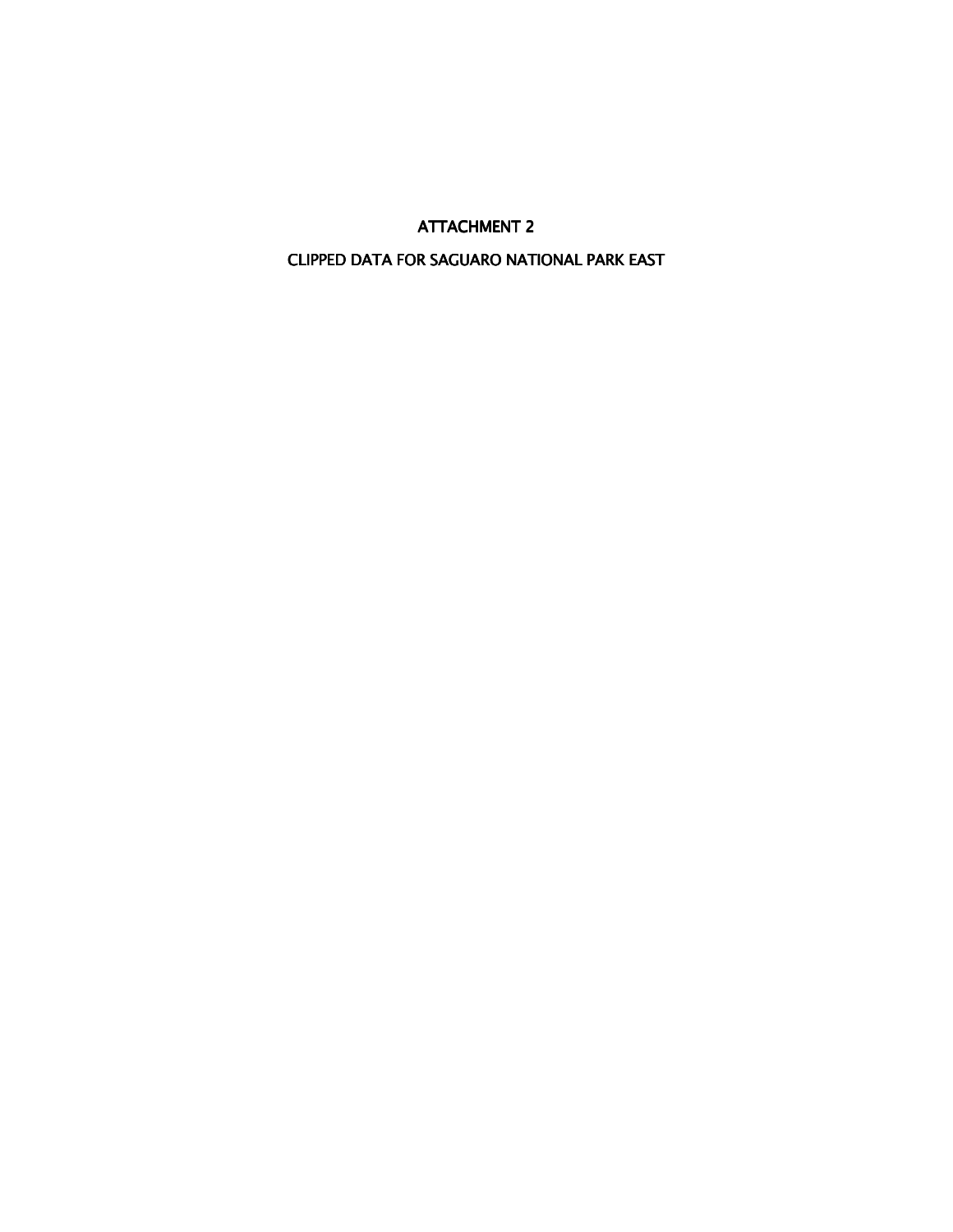# ATTACHMENT 2

## CLIPPED DATA FOR SAGUARO NATIONAL PARK EAST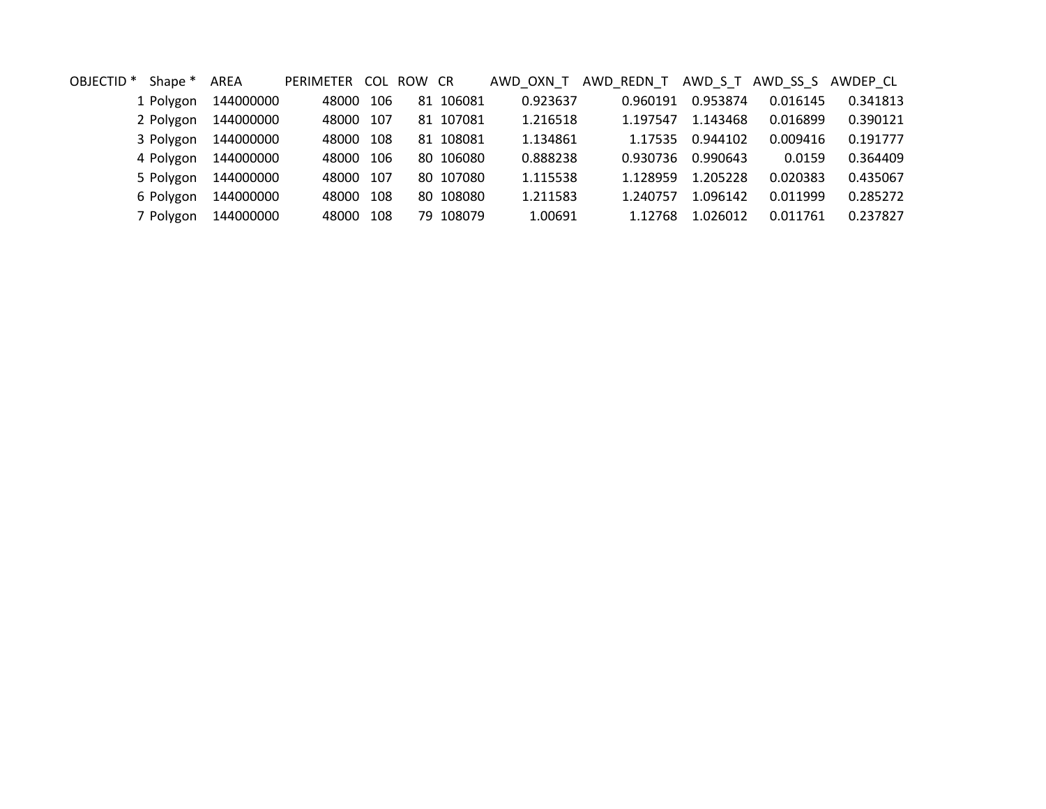| OBJECTID * | Shape * | AREA | PERIMETER | COL | ROW | CR | AWD_OXN_T | AWD_REDN_T | AWD_S_T | AWD_SS_S | AWDEP_CL |
|---|---|---|---|---|---|---|---|---|---|---|---|
| 1 | Polygon | 144000000 | 48000 | 106 | 81 | 106081 | 0.923637 | 0.960191 | 0.953874 | 0.016145 | 0.341813 |
| 2 | Polygon | 144000000 | 48000 | 107 | 81 | 107081 | 1.216518 | 1.197547 | 1.143468 | 0.016899 | 0.390121 |
| 3 | Polygon | 144000000 | 48000 | 108 | 81 | 108081 | 1.134861 | 1.17535 | 0.944102 | 0.009416 | 0.191777 |
| 4 | Polygon | 144000000 | 48000 | 106 | 80 | 106080 | 0.888238 | 0.930736 | 0.990643 | 0.0159 | 0.364409 |
| 5 | Polygon | 144000000 | 48000 | 107 | 80 | 107080 | 1.115538 | 1.128959 | 1.205228 | 0.020383 | 0.435067 |
| 6 | Polygon | 144000000 | 48000 | 108 | 80 | 108080 | 1.211583 | 1.240757 | 1.096142 | 0.011999 | 0.285272 |
| 7 | Polygon | 144000000 | 48000 | 108 | 79 | 108079 | 1.00691 | 1.12768 | 1.026012 | 0.011761 | 0.237827 |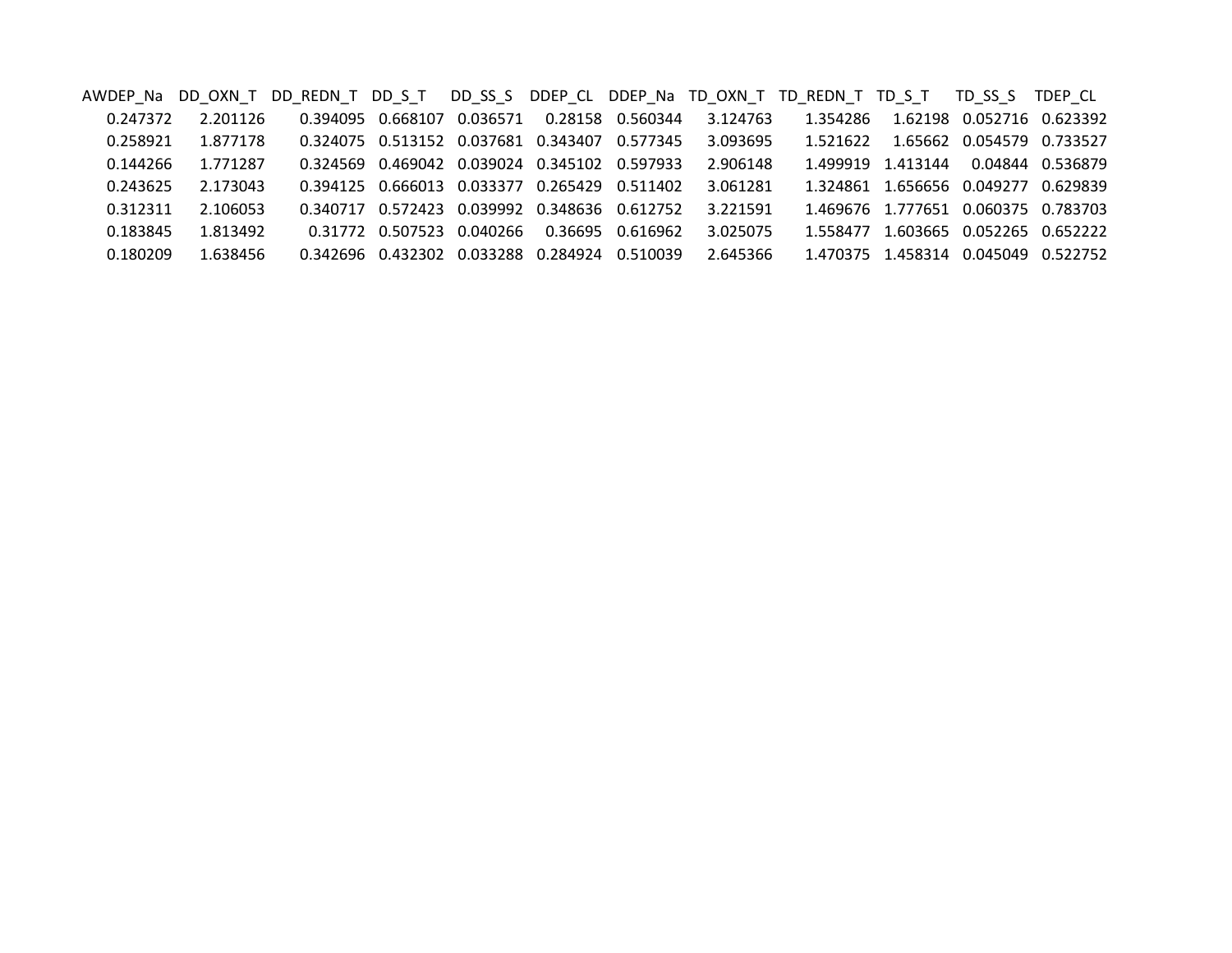| AWDEP_Na | DD_OXN_T | DD_REDN_T | DD_S_T | DD_SS_S | DDEP_CL | DDEP_Na | TD_OXN_T | TD_REDN_T | TD_S_T | TD_SS_S | TDEP_CL |
|---|---|---|---|---|---|---|---|---|---|---|---|
| 0.247372 | 2.201126 | 0.394095 | 0.668107 | 0.036571 | 0.28158 | 0.560344 | 3.124763 | 1.354286 | 1.62198 | 0.052716 | 0.623392 |
| 0.258921 | 1.877178 | 0.324075 | 0.513152 | 0.037681 | 0.343407 | 0.577345 | 3.093695 | 1.521622 | 1.65662 | 0.054579 | 0.733527 |
| 0.144266 | 1.771287 | 0.324569 | 0.469042 | 0.039024 | 0.345102 | 0.597933 | 2.906148 | 1.499919 | 1.413144 | 0.04844 | 0.536879 |
| 0.243625 | 2.173043 | 0.394125 | 0.666013 | 0.033377 | 0.265429 | 0.511402 | 3.061281 | 1.324861 | 1.656656 | 0.049277 | 0.629839 |
| 0.312311 | 2.106053 | 0.340717 | 0.572423 | 0.039992 | 0.348636 | 0.612752 | 3.221591 | 1.469676 | 1.777651 | 0.060375 | 0.783703 |
| 0.183845 | 1.813492 | 0.31772 | 0.507523 | 0.040266 | 0.36695 | 0.616962 | 3.025075 | 1.558477 | 1.603665 | 0.052265 | 0.652222 |
| 0.180209 | 1.638456 | 0.342696 | 0.432302 | 0.033288 | 0.284924 | 0.510039 | 2.645366 | 1.470375 | 1.458314 | 0.045049 | 0.522752 |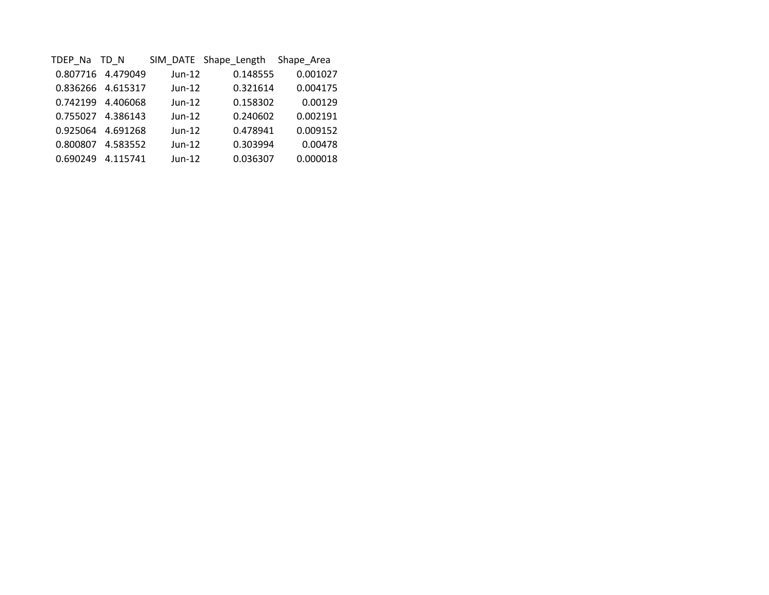| TDEP_Na | TD_N | SIM_DATE | Shape_Length | Shape_Area |
| --- | --- | --- | --- | --- |
| 0.807716 | 4.479049 | Jun-12 | 0.148555 | 0.001027 |
| 0.836266 | 4.615317 | Jun-12 | 0.321614 | 0.004175 |
| 0.742199 | 4.406068 | Jun-12 | 0.158302 | 0.00129 |
| 0.755027 | 4.386143 | Jun-12 | 0.240602 | 0.002191 |
| 0.925064 | 4.691268 | Jun-12 | 0.478941 | 0.009152 |
| 0.800807 | 4.583552 | Jun-12 | 0.303994 | 0.00478 |
| 0.690249 | 4.115741 | Jun-12 | 0.036307 | 0.000018 |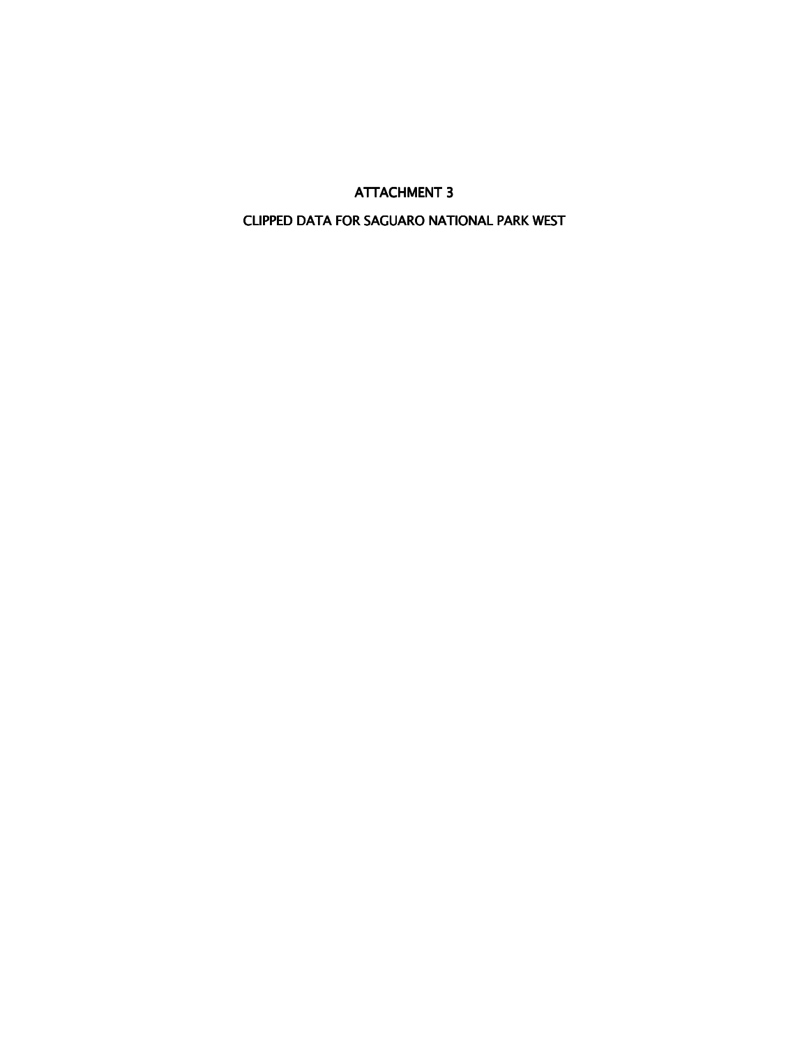# ATTACHMENT 3

## CLIPPED DATA FOR SAGUARO NATIONAL PARK WEST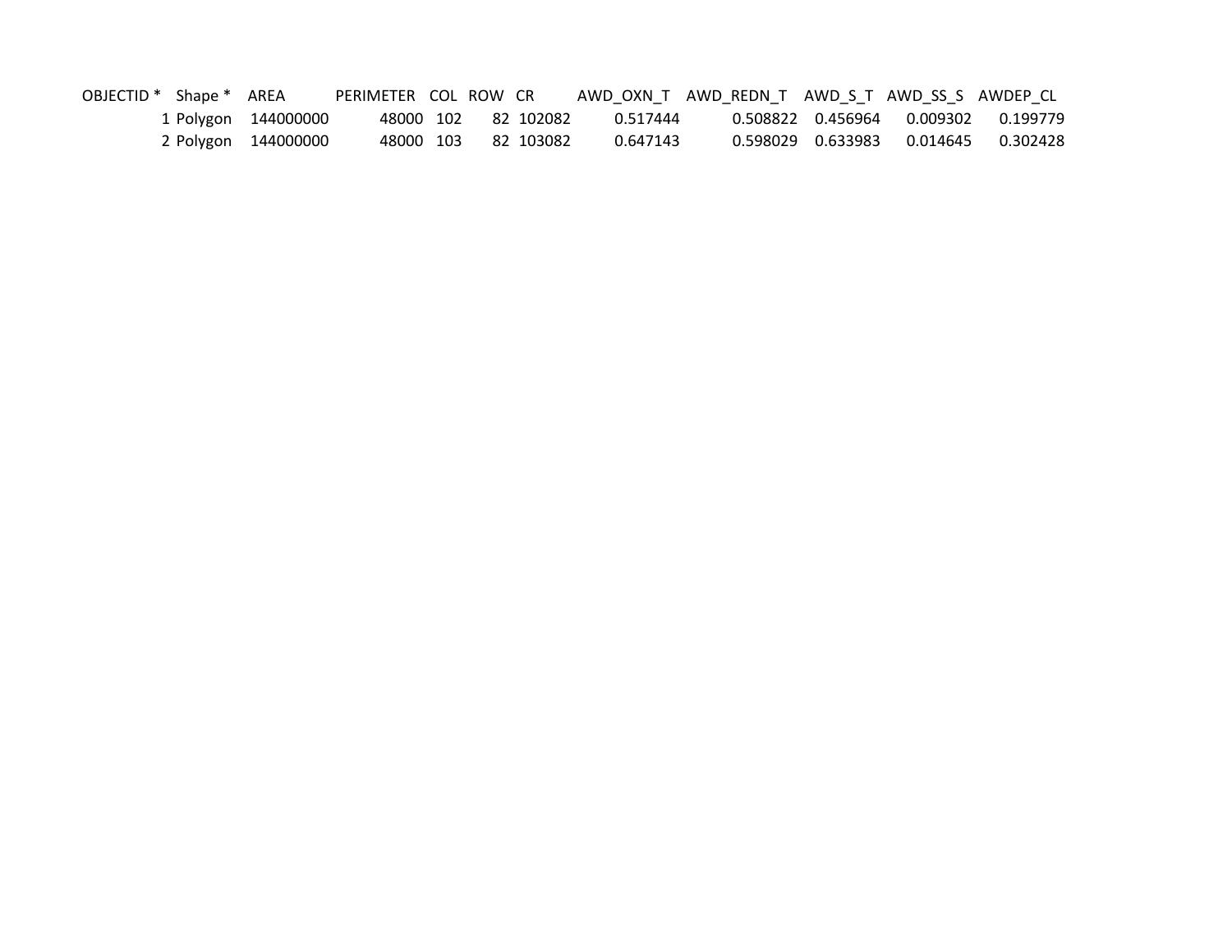| OBJECTID * | Shape * | AREA | PERIMETER | COL | ROW | CR | AWD_OXN_T | AWD_REDN_T | AWD_S_T | AWD_SS_S | AWDEP_CL |
|---|---|---|---|---|---|---|---|---|---|---|---|
| 1 | Polygon | 144000000 | 48000 | 102 | 82 | 102082 | 0.517444 | 0.508822 | 0.456964 | 0.009302 | 0.199779 |
| 2 | Polygon | 144000000 | 48000 | 103 | 82 | 103082 | 0.647143 | 0.598029 | 0.633983 | 0.014645 | 0.302428 |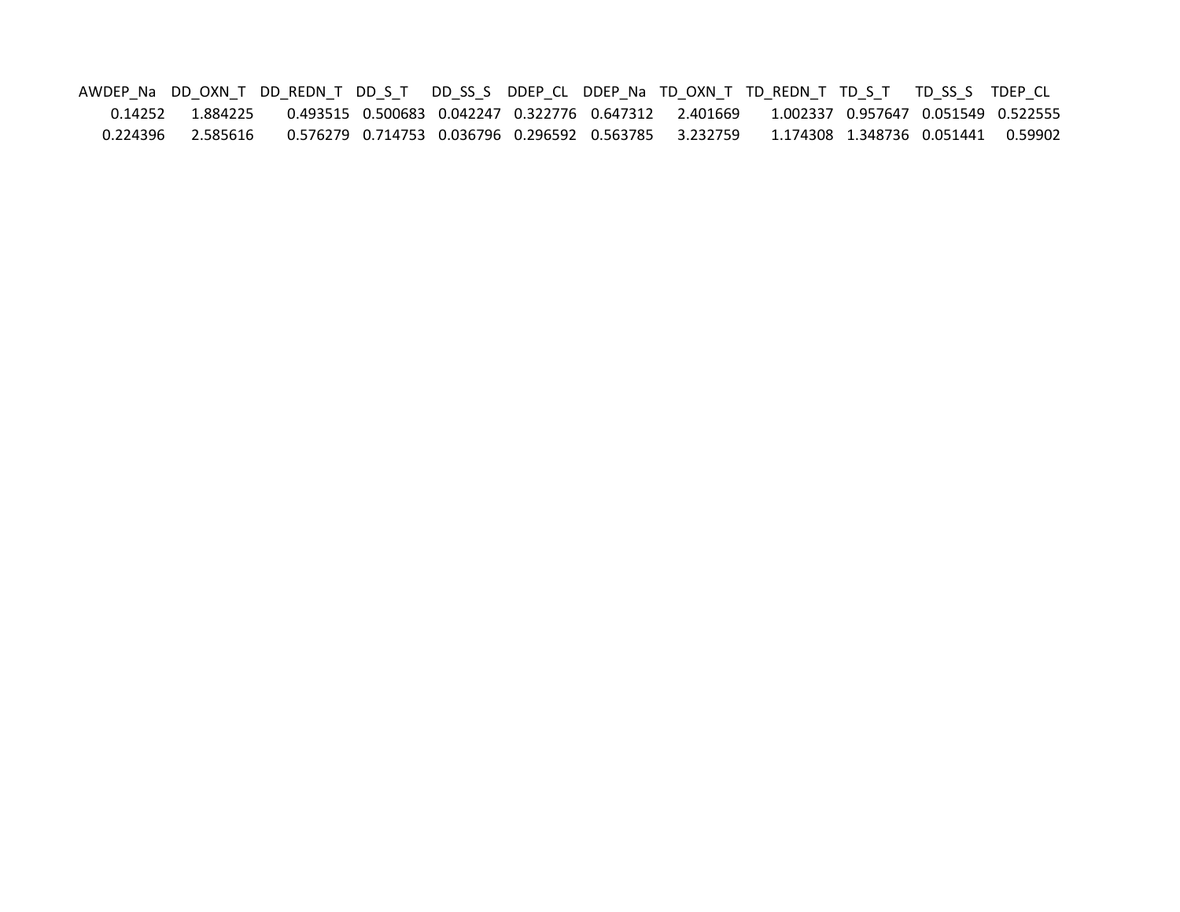| AWDEP_Na | DD_OXN_T | DD_REDN_T | DD_S_T | DD_SS_S | DDEP_CL | DDEP_Na | TD_OXN_T | TD_REDN_T | TD_S_T | TD_SS_S | TDEP_CL |
|---|---|---|---|---|---|---|---|---|---|---|---|
| 0.14252 | 1.884225 | 0.493515 | 0.500683 | 0.042247 | 0.322776 | 0.647312 | 2.401669 | 1.002337 | 0.957647 | 0.051549 | 0.522555 |
| 0.224396 | 2.585616 | 0.576279 | 0.714753 | 0.036796 | 0.296592 | 0.563785 | 3.232759 | 1.174308 | 1.348736 | 0.051441 | 0.59902 |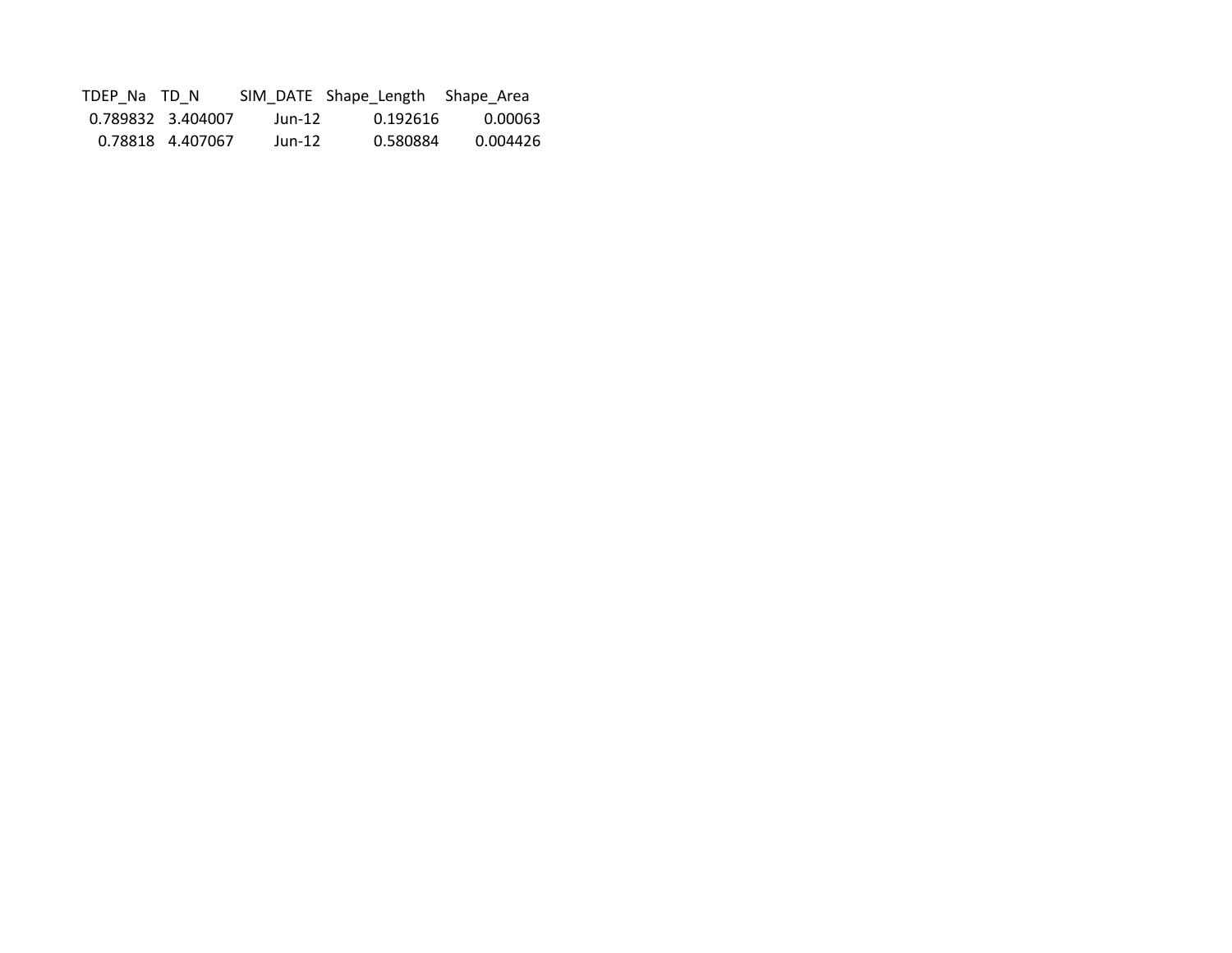| TDEP_Na | TD_N | SIM_DATE | Shape_Length | Shape_Area |
|---|---|---|---|---|
| 0.789832 | 3.404007 | Jun-12 | 0.192616 | 0.00063 |
| 0.78818 | 4.407067 | Jun-12 | 0.580884 | 0.004426 |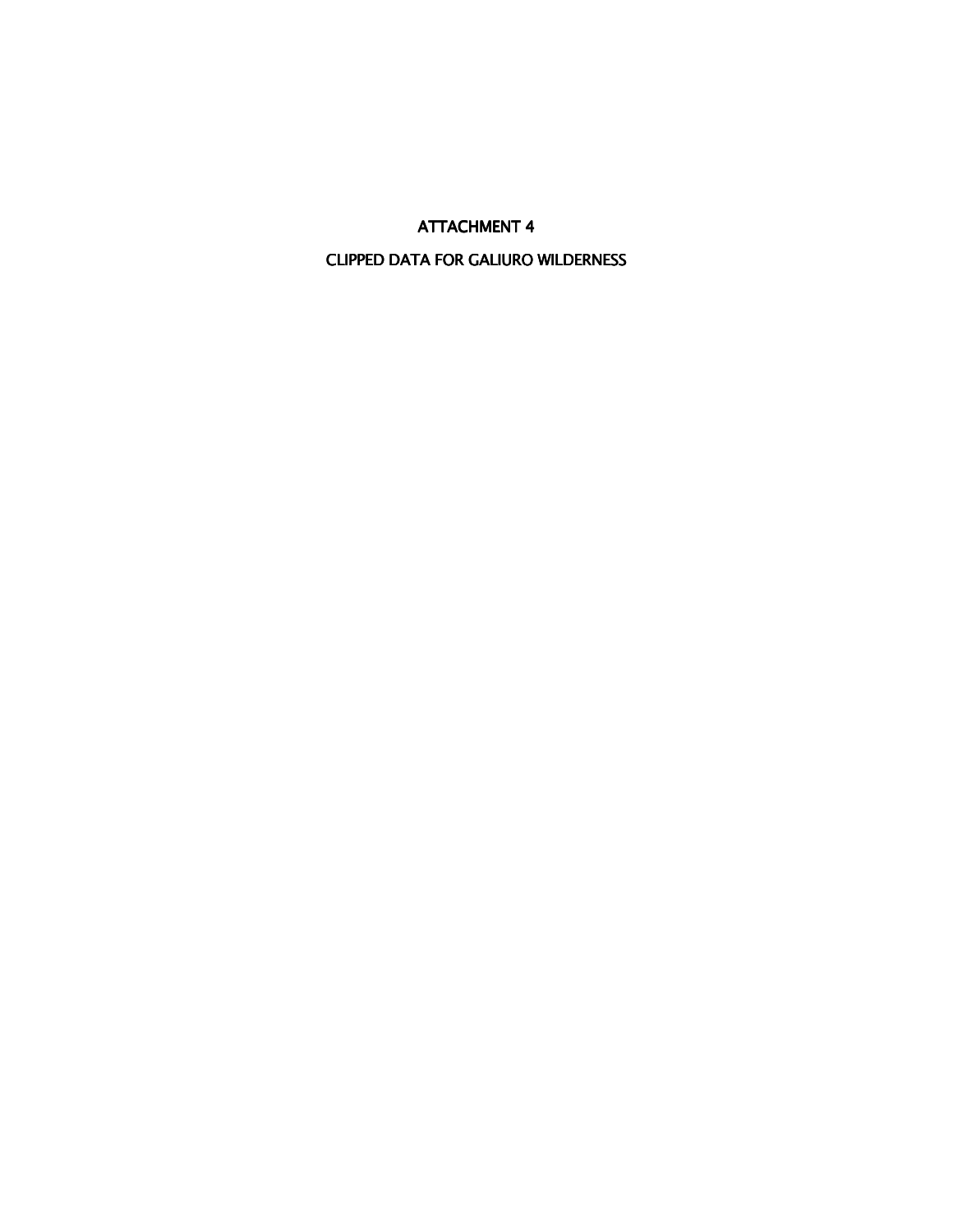# ATTACHMENT 4

## CLIPPED DATA FOR GALIURO WILDERNESS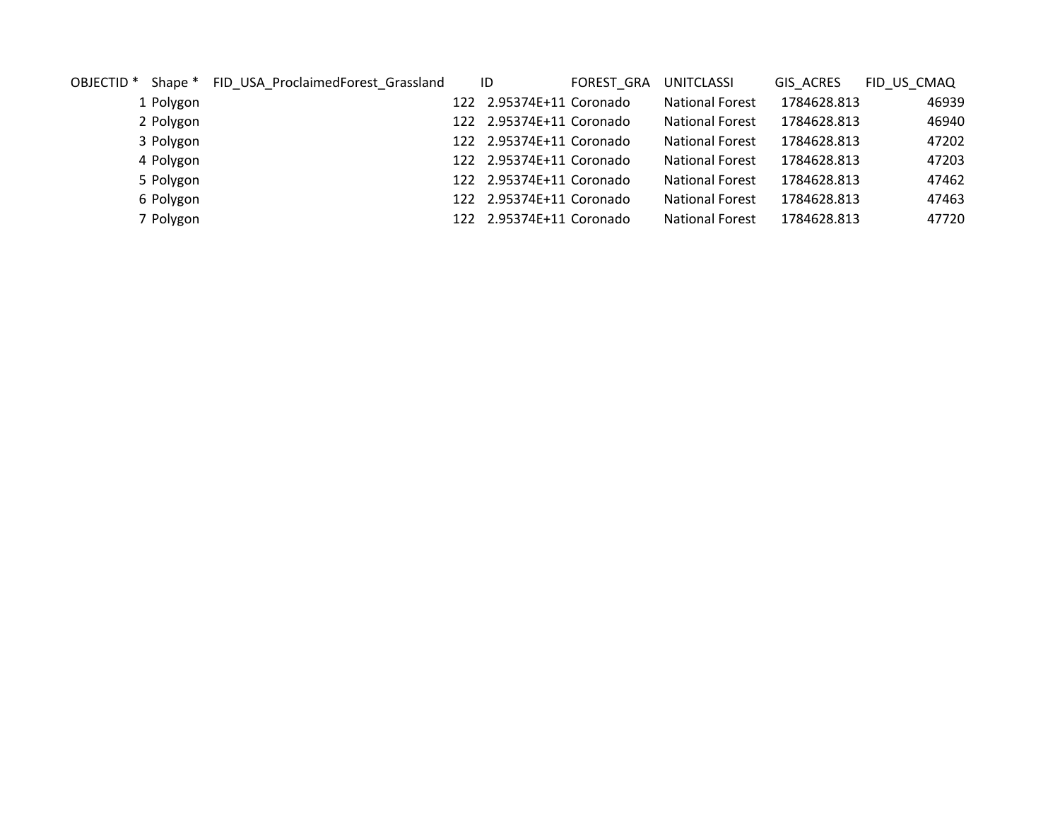| OBJECTID * | Shape * | FID_USA_ProclaimedForest_Grassland | ID | FOREST_GRA | UNITCLASSI | GIS_ACRES | FID_US_CMAQ |
|---|---|---|---|---|---|---|---|
| 1 | Polygon | 122 | 2.95374E+11 | Coronado | National Forest | 1784628.813 | 46939 |
| 2 | Polygon | 122 | 2.95374E+11 | Coronado | National Forest | 1784628.813 | 46940 |
| 3 | Polygon | 122 | 2.95374E+11 | Coronado | National Forest | 1784628.813 | 47202 |
| 4 | Polygon | 122 | 2.95374E+11 | Coronado | National Forest | 1784628.813 | 47203 |
| 5 | Polygon | 122 | 2.95374E+11 | Coronado | National Forest | 1784628.813 | 47462 |
| 6 | Polygon | 122 | 2.95374E+11 | Coronado | National Forest | 1784628.813 | 47463 |
| 7 | Polygon | 122 | 2.95374E+11 | Coronado | National Forest | 1784628.813 | 47720 |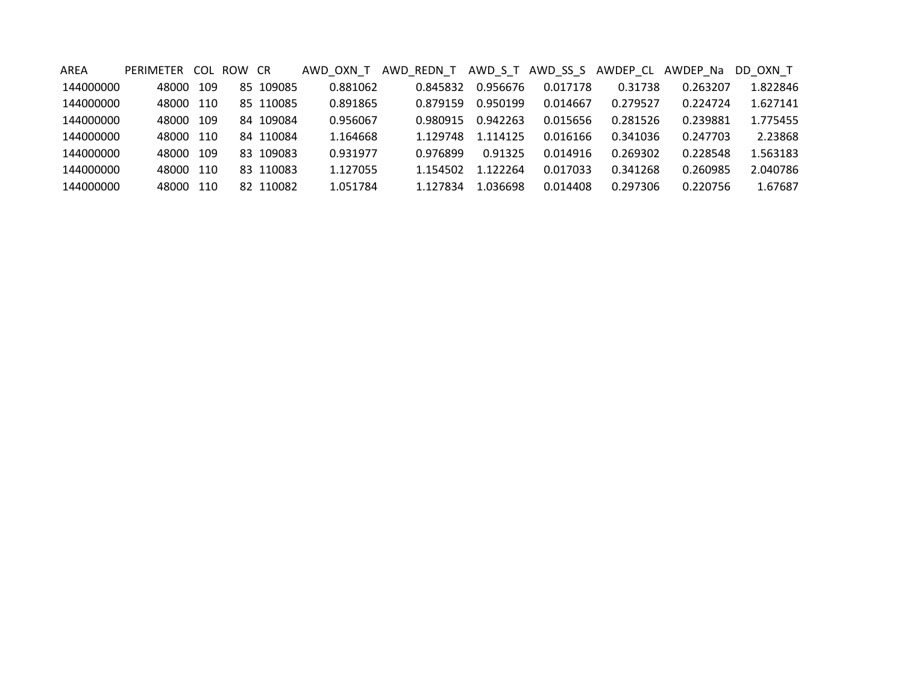| AREA | PERIMETER | COL | ROW | CR | AWD_OXN_T | AWD_REDN_T | AWD_S_T | AWD_SS_S | AWDEP_CL | AWDEP_Na | DD_OXN_T |
|---|---|---|---|---|---|---|---|---|---|---|---|
| 144000000 | 48000 | 109 | 85 | 109085 | 0.881062 | 0.845832 | 0.956676 | 0.017178 | 0.31738 | 0.263207 | 1.822846 |
| 144000000 | 48000 | 110 | 85 | 110085 | 0.891865 | 0.879159 | 0.950199 | 0.014667 | 0.279527 | 0.224724 | 1.627141 |
| 144000000 | 48000 | 109 | 84 | 109084 | 0.956067 | 0.980915 | 0.942263 | 0.015656 | 0.281526 | 0.239881 | 1.775455 |
| 144000000 | 48000 | 110 | 84 | 110084 | 1.164668 | 1.129748 | 1.114125 | 0.016166 | 0.341036 | 0.247703 | 2.23868 |
| 144000000 | 48000 | 109 | 83 | 109083 | 0.931977 | 0.976899 | 0.91325 | 0.014916 | 0.269302 | 0.228548 | 1.563183 |
| 144000000 | 48000 | 110 | 83 | 110083 | 1.127055 | 1.154502 | 1.122264 | 0.017033 | 0.341268 | 0.260985 | 2.040786 |
| 144000000 | 48000 | 110 | 82 | 110082 | 1.051784 | 1.127834 | 1.036698 | 0.014408 | 0.297306 | 0.220756 | 1.67687 |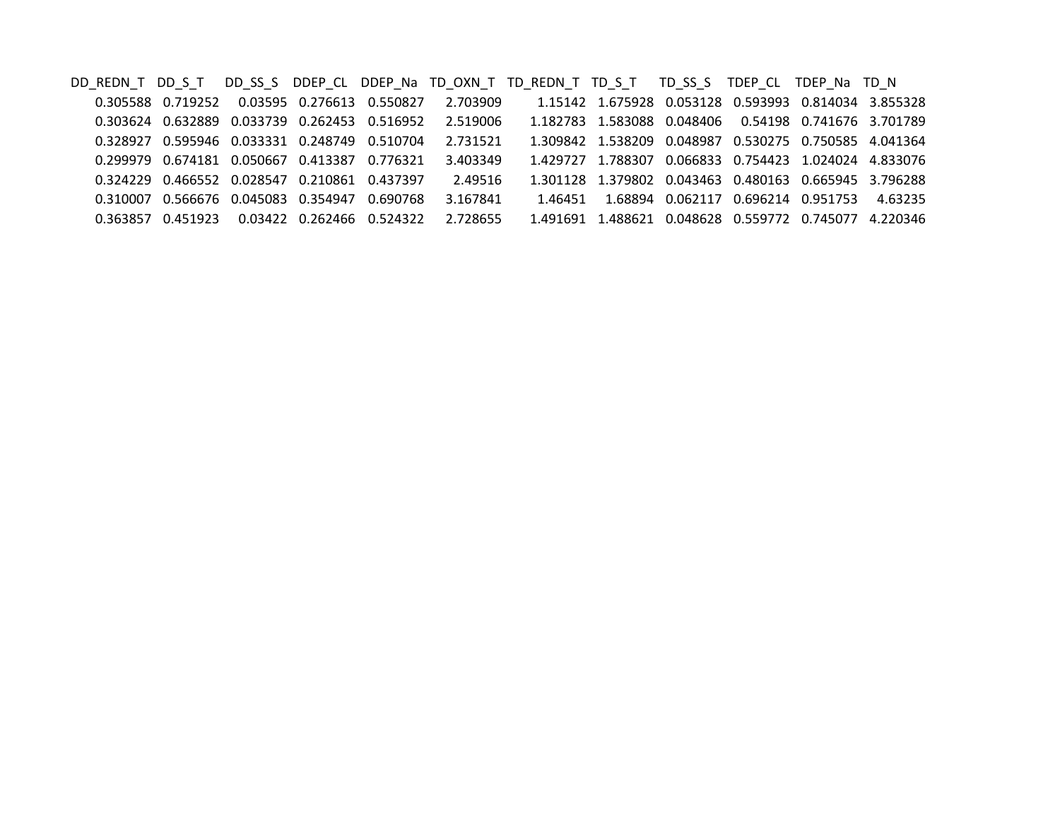| DD_REDN_T | DD_S_T | DD_SS_S | DDEP_CL | DDEP_Na | TD_OXN_T | TD_REDN_T | TD_S_T | TD_SS_S | TDEP_CL | TDEP_Na | TD_N |
|---|---|---|---|---|---|---|---|---|---|---|---|
| 0.305588 | 0.719252 | 0.03595 | 0.276613 | 0.550827 | 2.703909 | 1.15142 | 1.675928 | 0.053128 | 0.593993 | 0.814034 | 3.855328 |
| 0.303624 | 0.632889 | 0.033739 | 0.262453 | 0.516952 | 2.519006 | 1.182783 | 1.583088 | 0.048406 | 0.54198 | 0.741676 | 3.701789 |
| 0.328927 | 0.595946 | 0.033331 | 0.248749 | 0.510704 | 2.731521 | 1.309842 | 1.538209 | 0.048987 | 0.530275 | 0.750585 | 4.041364 |
| 0.299979 | 0.674181 | 0.050667 | 0.413387 | 0.776321 | 3.403349 | 1.429727 | 1.788307 | 0.066833 | 0.754423 | 1.024024 | 4.833076 |
| 0.324229 | 0.466552 | 0.028547 | 0.210861 | 0.437397 | 2.49516 | 1.301128 | 1.379802 | 0.043463 | 0.480163 | 0.665945 | 3.796288 |
| 0.310007 | 0.566676 | 0.045083 | 0.354947 | 0.690768 | 3.167841 | 1.46451 | 1.68894 | 0.062117 | 0.696214 | 0.951753 | 4.63235 |
| 0.363857 | 0.451923 | 0.03422 | 0.262466 | 0.524322 | 2.728655 | 1.491691 | 1.488621 | 0.048628 | 0.559772 | 0.745077 | 4.220346 |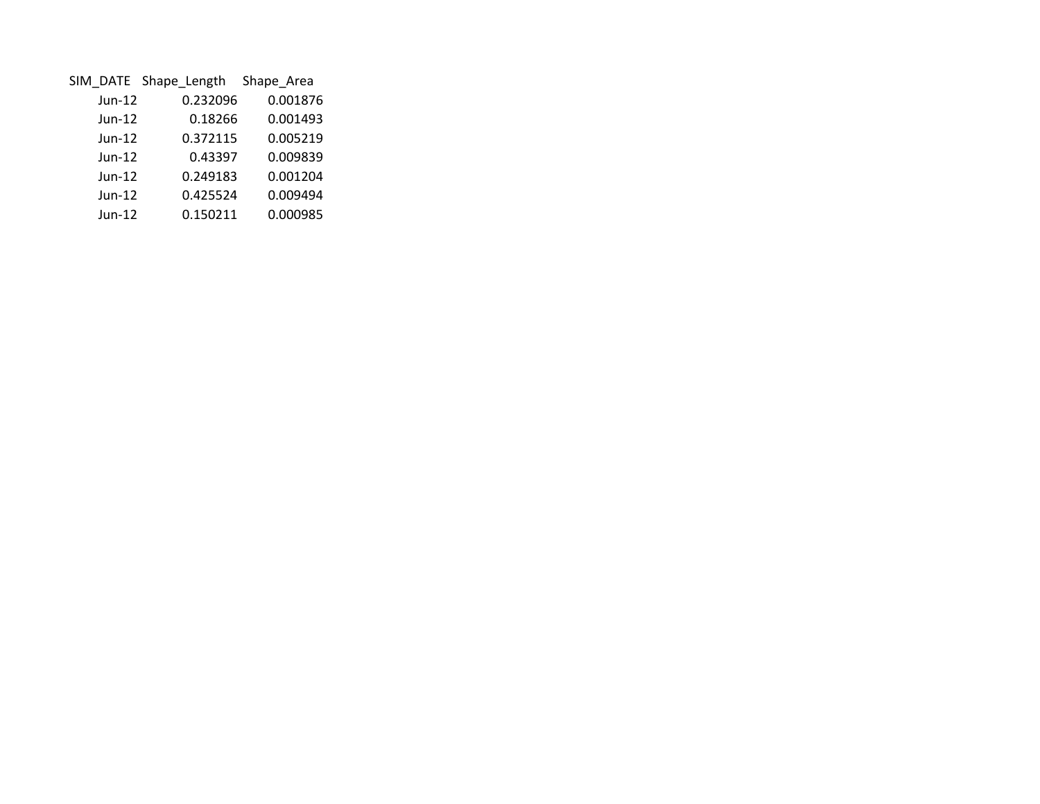| SIM_DATE | Shape_Length | Shape_Area |
| --- | --- | --- |
| Jun-12 | 0.232096 | 0.001876 |
| Jun-12 | 0.18266 | 0.001493 |
| Jun-12 | 0.372115 | 0.005219 |
| Jun-12 | 0.43397 | 0.009839 |
| Jun-12 | 0.249183 | 0.001204 |
| Jun-12 | 0.425524 | 0.009494 |
| Jun-12 | 0.150211 | 0.000985 |